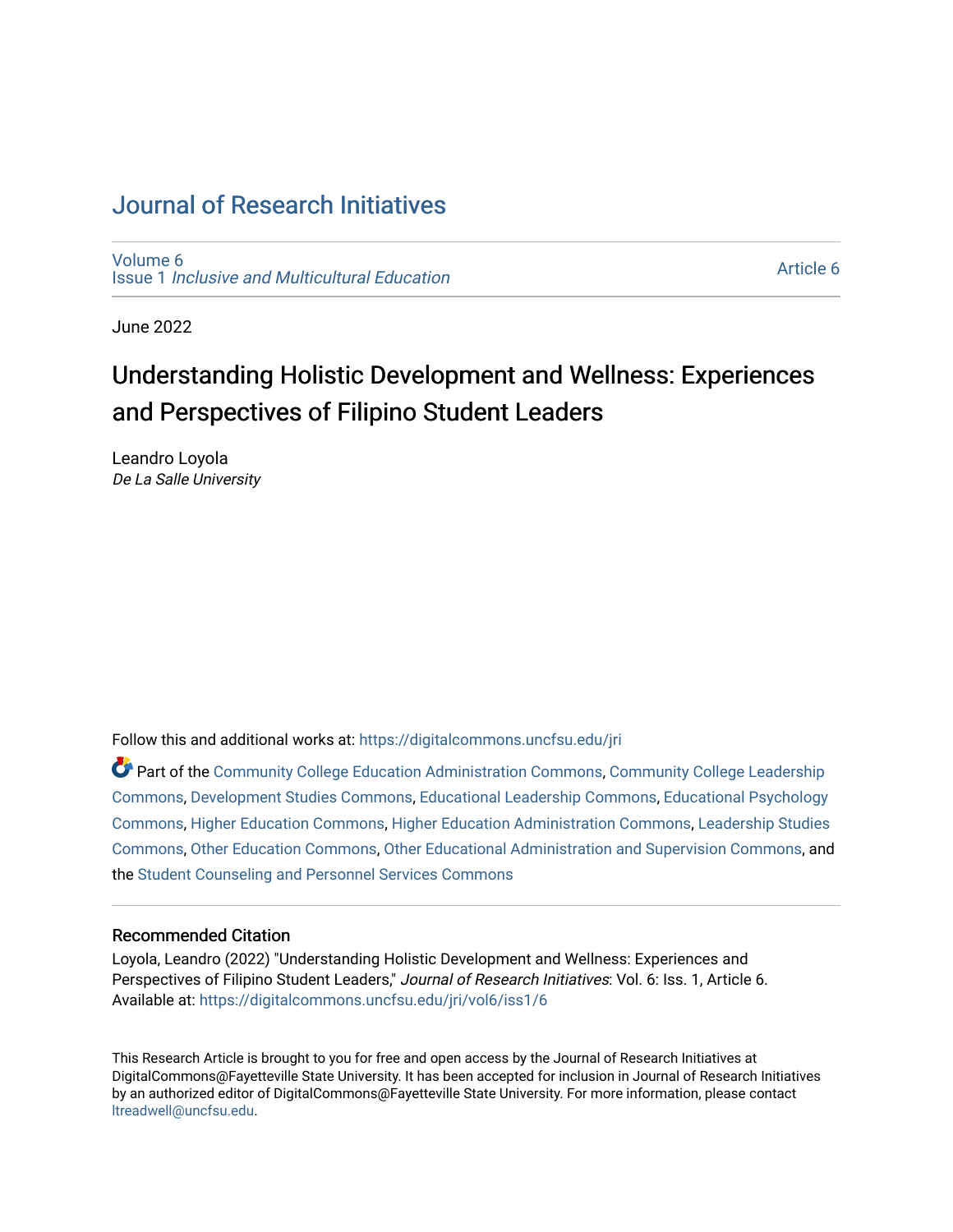# Journal of Research Initiatives

Volume 6
Issue 1 *Inclusive and Multicultural Education*

Article 6

June 2022

## Understanding Holistic Development and Wellness: Experiences and Perspectives of Filipino Student Leaders

Leandro Loyola
*De La Salle University*

Follow this and additional works at: https://digitalcommons.uncfsu.edu/jri

Part of the Community College Education Administration Commons, Community College Leadership Commons, Development Studies Commons, Educational Leadership Commons, Educational Psychology Commons, Higher Education Commons, Higher Education Administration Commons, Leadership Studies Commons, Other Education Commons, Other Educational Administration and Supervision Commons, and the Student Counseling and Personnel Services Commons

### Recommended Citation

Loyola, Leandro (2022) "Understanding Holistic Development and Wellness: Experiences and Perspectives of Filipino Student Leaders," *Journal of Research Initiatives*: Vol. 6: Iss. 1, Article 6.
Available at: https://digitalcommons.uncfsu.edu/jri/vol6/iss1/6

This Research Article is brought to you for free and open access by the Journal of Research Initiatives at DigitalCommons@Fayetteville State University. It has been accepted for inclusion in Journal of Research Initiatives by an authorized editor of DigitalCommons@Fayetteville State University. For more information, please contact ltreadwell@uncfsu.edu.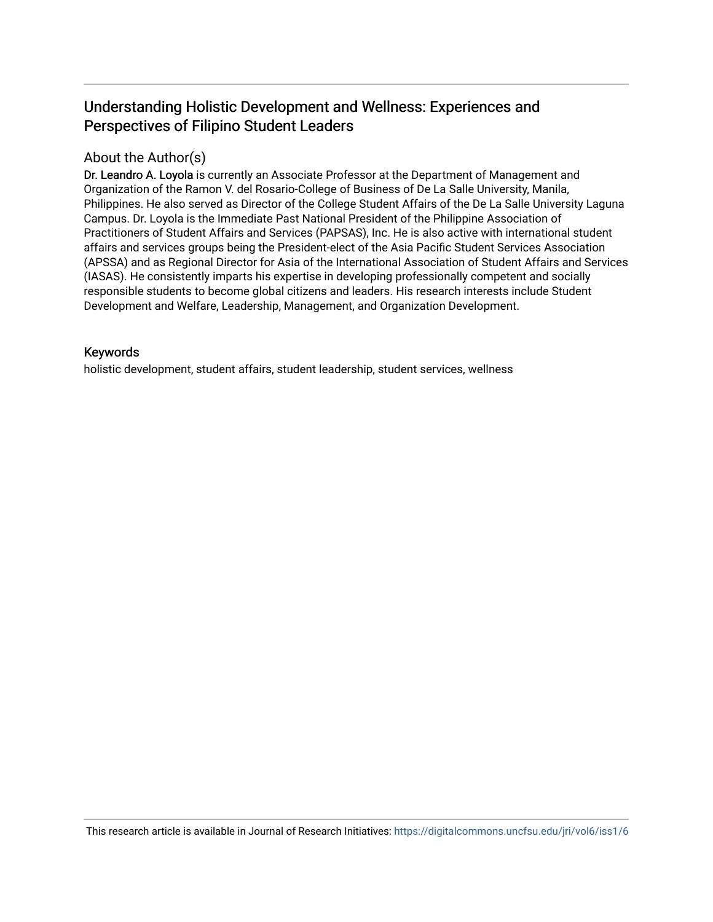# Understanding Holistic Development and Wellness: Experiences and Perspectives of Filipino Student Leaders

## About the Author(s)

**Dr. Leandro A. Loyola** is currently an Associate Professor at the Department of Management and Organization of the Ramon V. del Rosario-College of Business of De La Salle University, Manila, Philippines. He also served as Director of the College Student Affairs of the De La Salle University Laguna Campus. Dr. Loyola is the Immediate Past National President of the Philippine Association of Practitioners of Student Affairs and Services (PAPSAS), Inc. He is also active with international student affairs and services groups being the President-elect of the Asia Pacific Student Services Association (APSSA) and as Regional Director for Asia of the International Association of Student Affairs and Services (IASAS). He consistently imparts his expertise in developing professionally competent and socially responsible students to become global citizens and leaders. His research interests include Student Development and Welfare, Leadership, Management, and Organization Development.

## Keywords

holistic development, student affairs, student leadership, student services, wellness

This research article is available in Journal of Research Initiatives: https://digitalcommons.uncfsu.edu/jri/vol6/iss1/6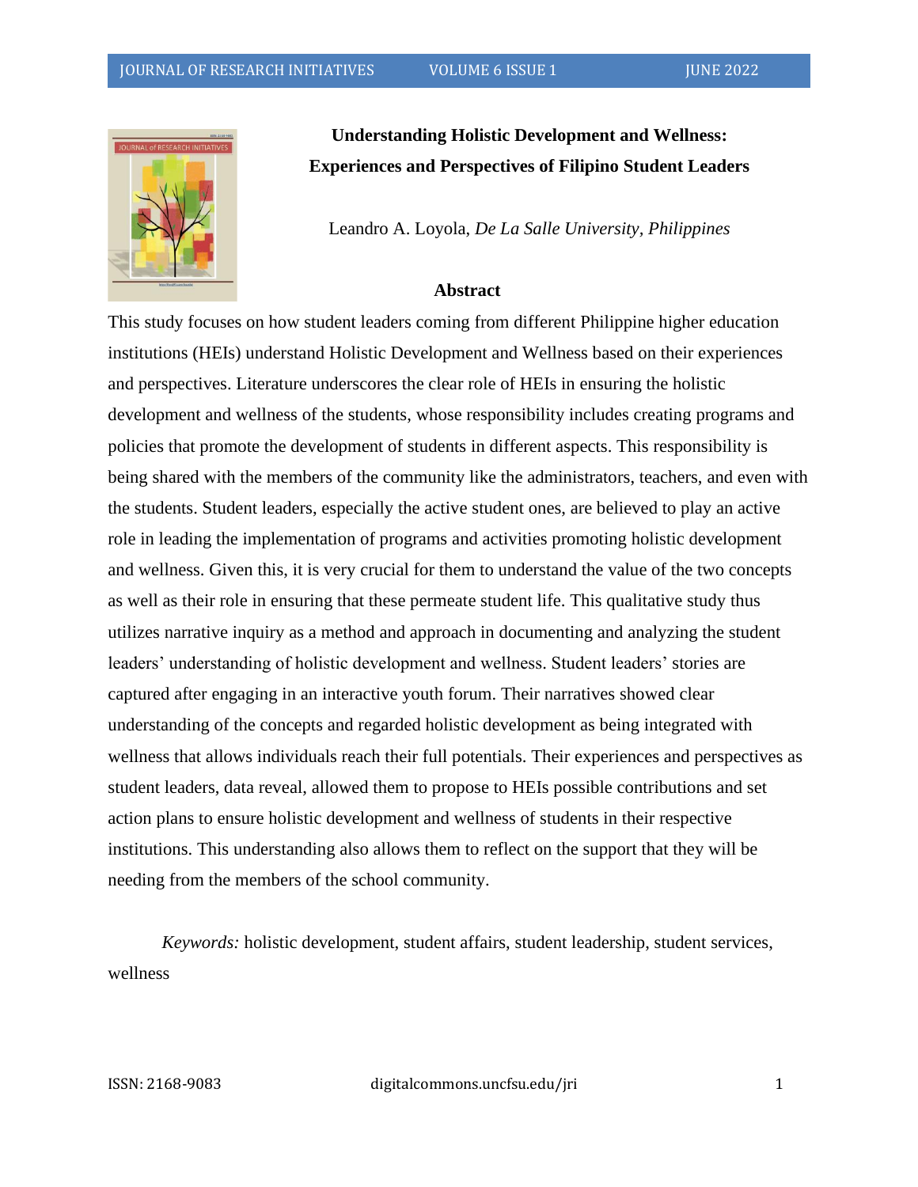# Understanding Holistic Development and Wellness: Experiences and Perspectives of Filipino Student Leaders

Leandro A. Loyola, *De La Salle University, Philippines*

## Abstract

This study focuses on how student leaders coming from different Philippine higher education institutions (HEIs) understand Holistic Development and Wellness based on their experiences and perspectives. Literature underscores the clear role of HEIs in ensuring the holistic development and wellness of the students, whose responsibility includes creating programs and policies that promote the development of students in different aspects. This responsibility is being shared with the members of the community like the administrators, teachers, and even with the students. Student leaders, especially the active student ones, are believed to play an active role in leading the implementation of programs and activities promoting holistic development and wellness. Given this, it is very crucial for them to understand the value of the two concepts as well as their role in ensuring that these permeate student life. This qualitative study thus utilizes narrative inquiry as a method and approach in documenting and analyzing the student leaders' understanding of holistic development and wellness. Student leaders' stories are captured after engaging in an interactive youth forum. Their narratives showed clear understanding of the concepts and regarded holistic development as being integrated with wellness that allows individuals reach their full potentials. Their experiences and perspectives as student leaders, data reveal, allowed them to propose to HEIs possible contributions and set action plans to ensure holistic development and wellness of students in their respective institutions. This understanding also allows them to reflect on the support that they will be needing from the members of the school community.

*Keywords:* holistic development, student affairs, student leadership, student services, wellness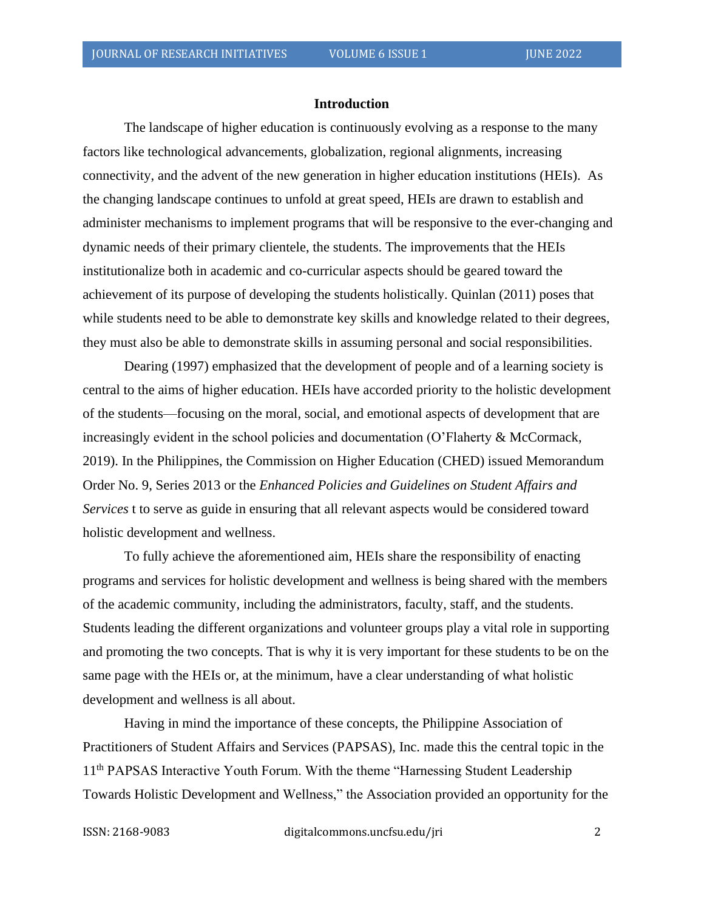## Introduction

The landscape of higher education is continuously evolving as a response to the many factors like technological advancements, globalization, regional alignments, increasing connectivity, and the advent of the new generation in higher education institutions (HEIs). As the changing landscape continues to unfold at great speed, HEIs are drawn to establish and administer mechanisms to implement programs that will be responsive to the ever-changing and dynamic needs of their primary clientele, the students. The improvements that the HEIs institutionalize both in academic and co-curricular aspects should be geared toward the achievement of its purpose of developing the students holistically. Quinlan (2011) poses that while students need to be able to demonstrate key skills and knowledge related to their degrees, they must also be able to demonstrate skills in assuming personal and social responsibilities.

Dearing (1997) emphasized that the development of people and of a learning society is central to the aims of higher education. HEIs have accorded priority to the holistic development of the students—focusing on the moral, social, and emotional aspects of development that are increasingly evident in the school policies and documentation (O'Flaherty & McCormack, 2019). In the Philippines, the Commission on Higher Education (CHED) issued Memorandum Order No. 9, Series 2013 or the *Enhanced Policies and Guidelines on Student Affairs and Services* t to serve as guide in ensuring that all relevant aspects would be considered toward holistic development and wellness.

To fully achieve the aforementioned aim, HEIs share the responsibility of enacting programs and services for holistic development and wellness is being shared with the members of the academic community, including the administrators, faculty, staff, and the students. Students leading the different organizations and volunteer groups play a vital role in supporting and promoting the two concepts. That is why it is very important for these students to be on the same page with the HEIs or, at the minimum, have a clear understanding of what holistic development and wellness is all about.

Having in mind the importance of these concepts, the Philippine Association of Practitioners of Student Affairs and Services (PAPSAS), Inc. made this the central topic in the 11th PAPSAS Interactive Youth Forum. With the theme "Harnessing Student Leadership Towards Holistic Development and Wellness," the Association provided an opportunity for the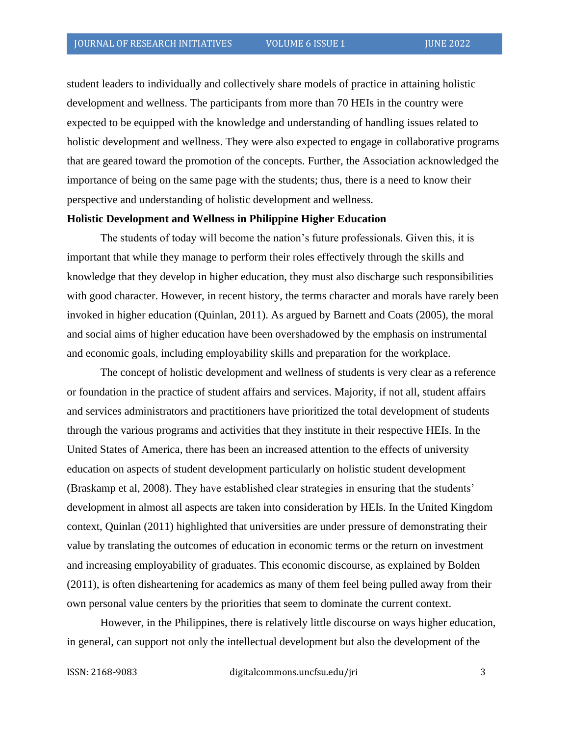student leaders to individually and collectively share models of practice in attaining holistic development and wellness. The participants from more than 70 HEIs in the country were expected to be equipped with the knowledge and understanding of handling issues related to holistic development and wellness. They were also expected to engage in collaborative programs that are geared toward the promotion of the concepts. Further, the Association acknowledged the importance of being on the same page with the students; thus, there is a need to know their perspective and understanding of holistic development and wellness.

**Holistic Development and Wellness in Philippine Higher Education**

The students of today will become the nation's future professionals. Given this, it is important that while they manage to perform their roles effectively through the skills and knowledge that they develop in higher education, they must also discharge such responsibilities with good character. However, in recent history, the terms character and morals have rarely been invoked in higher education (Quinlan, 2011). As argued by Barnett and Coats (2005), the moral and social aims of higher education have been overshadowed by the emphasis on instrumental and economic goals, including employability skills and preparation for the workplace.

The concept of holistic development and wellness of students is very clear as a reference or foundation in the practice of student affairs and services. Majority, if not all, student affairs and services administrators and practitioners have prioritized the total development of students through the various programs and activities that they institute in their respective HEIs. In the United States of America, there has been an increased attention to the effects of university education on aspects of student development particularly on holistic student development (Braskamp et al, 2008). They have established clear strategies in ensuring that the students' development in almost all aspects are taken into consideration by HEIs. In the United Kingdom context, Quinlan (2011) highlighted that universities are under pressure of demonstrating their value by translating the outcomes of education in economic terms or the return on investment and increasing employability of graduates. This economic discourse, as explained by Bolden (2011), is often disheartening for academics as many of them feel being pulled away from their own personal value centers by the priorities that seem to dominate the current context.

However, in the Philippines, there is relatively little discourse on ways higher education, in general, can support not only the intellectual development but also the development of the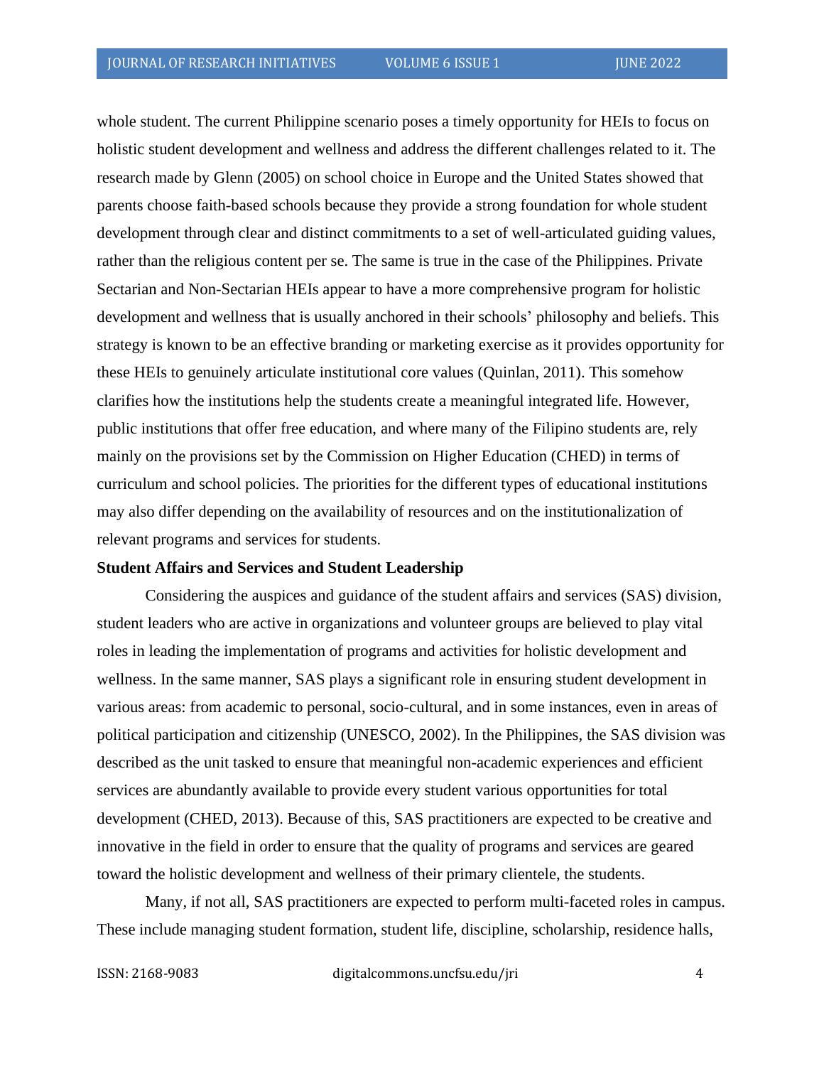whole student. The current Philippine scenario poses a timely opportunity for HEIs to focus on holistic student development and wellness and address the different challenges related to it. The research made by Glenn (2005) on school choice in Europe and the United States showed that parents choose faith-based schools because they provide a strong foundation for whole student development through clear and distinct commitments to a set of well-articulated guiding values, rather than the religious content per se. The same is true in the case of the Philippines. Private Sectarian and Non-Sectarian HEIs appear to have a more comprehensive program for holistic development and wellness that is usually anchored in their schools' philosophy and beliefs. This strategy is known to be an effective branding or marketing exercise as it provides opportunity for these HEIs to genuinely articulate institutional core values (Quinlan, 2011). This somehow clarifies how the institutions help the students create a meaningful integrated life. However, public institutions that offer free education, and where many of the Filipino students are, rely mainly on the provisions set by the Commission on Higher Education (CHED) in terms of curriculum and school policies. The priorities for the different types of educational institutions may also differ depending on the availability of resources and on the institutionalization of relevant programs and services for students.

**Student Affairs and Services and Student Leadership**

Considering the auspices and guidance of the student affairs and services (SAS) division, student leaders who are active in organizations and volunteer groups are believed to play vital roles in leading the implementation of programs and activities for holistic development and wellness. In the same manner, SAS plays a significant role in ensuring student development in various areas: from academic to personal, socio-cultural, and in some instances, even in areas of political participation and citizenship (UNESCO, 2002). In the Philippines, the SAS division was described as the unit tasked to ensure that meaningful non-academic experiences and efficient services are abundantly available to provide every student various opportunities for total development (CHED, 2013). Because of this, SAS practitioners are expected to be creative and innovative in the field in order to ensure that the quality of programs and services are geared toward the holistic development and wellness of their primary clientele, the students.

Many, if not all, SAS practitioners are expected to perform multi-faceted roles in campus. These include managing student formation, student life, discipline, scholarship, residence halls,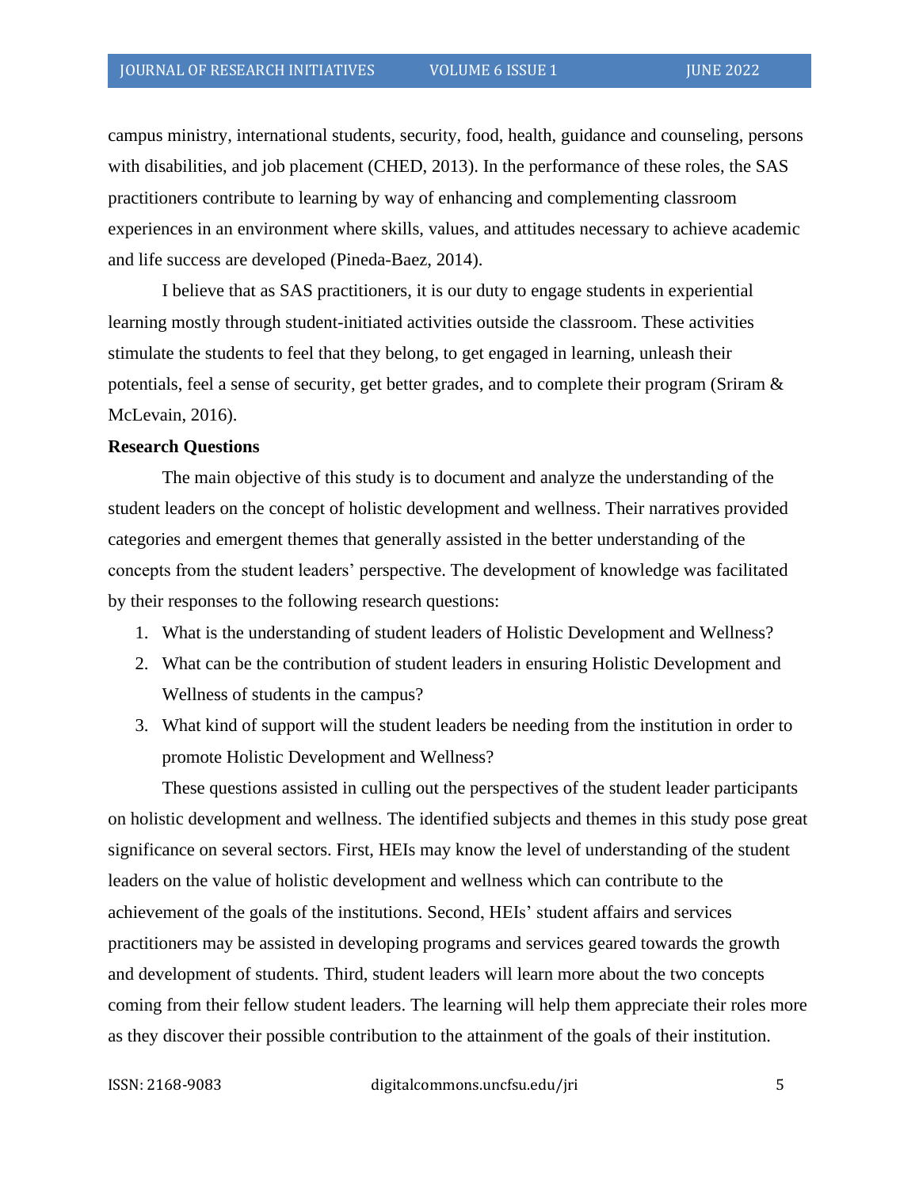campus ministry, international students, security, food, health, guidance and counseling, persons with disabilities, and job placement (CHED, 2013). In the performance of these roles, the SAS practitioners contribute to learning by way of enhancing and complementing classroom experiences in an environment where skills, values, and attitudes necessary to achieve academic and life success are developed (Pineda-Baez, 2014).

I believe that as SAS practitioners, it is our duty to engage students in experiential learning mostly through student-initiated activities outside the classroom. These activities stimulate the students to feel that they belong, to get engaged in learning, unleash their potentials, feel a sense of security, get better grades, and to complete their program (Sriram & McLevain, 2016).

**Research Questions**

The main objective of this study is to document and analyze the understanding of the student leaders on the concept of holistic development and wellness. Their narratives provided categories and emergent themes that generally assisted in the better understanding of the concepts from the student leaders' perspective. The development of knowledge was facilitated by their responses to the following research questions:

1. What is the understanding of student leaders of Holistic Development and Wellness?
2. What can be the contribution of student leaders in ensuring Holistic Development and Wellness of students in the campus?
3. What kind of support will the student leaders be needing from the institution in order to promote Holistic Development and Wellness?

These questions assisted in culling out the perspectives of the student leader participants on holistic development and wellness. The identified subjects and themes in this study pose great significance on several sectors. First, HEIs may know the level of understanding of the student leaders on the value of holistic development and wellness which can contribute to the achievement of the goals of the institutions. Second, HEIs' student affairs and services practitioners may be assisted in developing programs and services geared towards the growth and development of students. Third, student leaders will learn more about the two concepts coming from their fellow student leaders. The learning will help them appreciate their roles more as they discover their possible contribution to the attainment of the goals of their institution.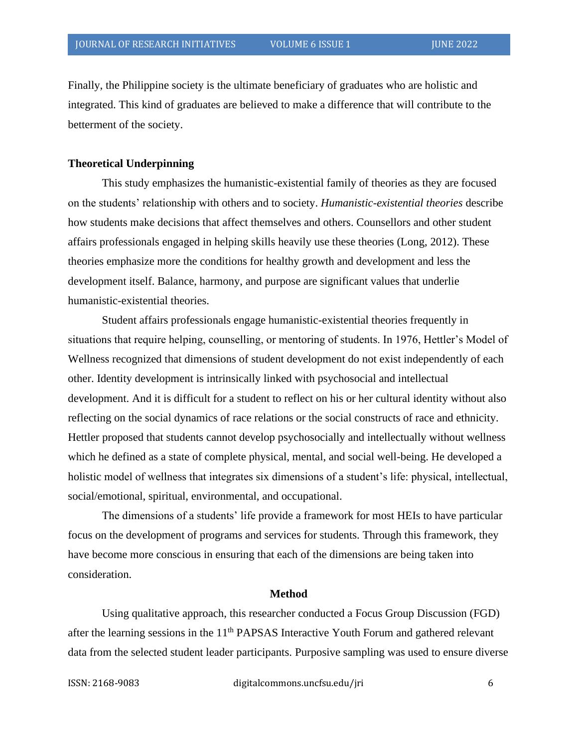Finally, the Philippine society is the ultimate beneficiary of graduates who are holistic and integrated. This kind of graduates are believed to make a difference that will contribute to the betterment of the society.

**Theoretical Underpinning**

This study emphasizes the humanistic-existential family of theories as they are focused on the students' relationship with others and to society. *Humanistic-existential theories* describe how students make decisions that affect themselves and others. Counsellors and other student affairs professionals engaged in helping skills heavily use these theories (Long, 2012). These theories emphasize more the conditions for healthy growth and development and less the development itself. Balance, harmony, and purpose are significant values that underlie humanistic-existential theories.

Student affairs professionals engage humanistic-existential theories frequently in situations that require helping, counselling, or mentoring of students. In 1976, Hettler's Model of Wellness recognized that dimensions of student development do not exist independently of each other. Identity development is intrinsically linked with psychosocial and intellectual development. And it is difficult for a student to reflect on his or her cultural identity without also reflecting on the social dynamics of race relations or the social constructs of race and ethnicity. Hettler proposed that students cannot develop psychosocially and intellectually without wellness which he defined as a state of complete physical, mental, and social well-being. He developed a holistic model of wellness that integrates six dimensions of a student's life: physical, intellectual, social/emotional, spiritual, environmental, and occupational.

The dimensions of a students' life provide a framework for most HEIs to have particular focus on the development of programs and services for students. Through this framework, they have become more conscious in ensuring that each of the dimensions are being taken into consideration.

## Method

Using qualitative approach, this researcher conducted a Focus Group Discussion (FGD) after the learning sessions in the 11th PAPSAS Interactive Youth Forum and gathered relevant data from the selected student leader participants. Purposive sampling was used to ensure diverse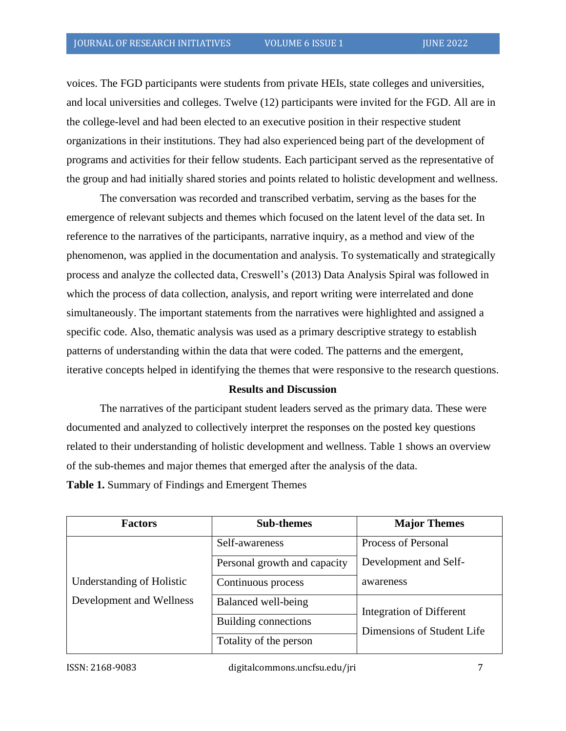voices. The FGD participants were students from private HEIs, state colleges and universities, and local universities and colleges. Twelve (12) participants were invited for the FGD. All are in the college-level and had been elected to an executive position in their respective student organizations in their institutions. They had also experienced being part of the development of programs and activities for their fellow students. Each participant served as the representative of the group and had initially shared stories and points related to holistic development and wellness.

The conversation was recorded and transcribed verbatim, serving as the bases for the emergence of relevant subjects and themes which focused on the latent level of the data set. In reference to the narratives of the participants, narrative inquiry, as a method and view of the phenomenon, was applied in the documentation and analysis. To systematically and strategically process and analyze the collected data, Creswell's (2013) Data Analysis Spiral was followed in which the process of data collection, analysis, and report writing were interrelated and done simultaneously. The important statements from the narratives were highlighted and assigned a specific code. Also, thematic analysis was used as a primary descriptive strategy to establish patterns of understanding within the data that were coded. The patterns and the emergent, iterative concepts helped in identifying the themes that were responsive to the research questions.

## Results and Discussion

The narratives of the participant student leaders served as the primary data. These were documented and analyzed to collectively interpret the responses on the posted key questions related to their understanding of holistic development and wellness. Table 1 shows an overview of the sub-themes and major themes that emerged after the analysis of the data.

**Table 1.** Summary of Findings and Emergent Themes

| Factors | Sub-themes | Major Themes |
|---|---|---|
| Understanding of Holistic Development and Wellness | Self-awareness | Process of Personal Development and Self-awareness |
| | Personal growth and capacity | |
| | Continuous process | |
| | Balanced well-being | Integration of Different Dimensions of Student Life |
| | Building connections | |
| | Totality of the person | |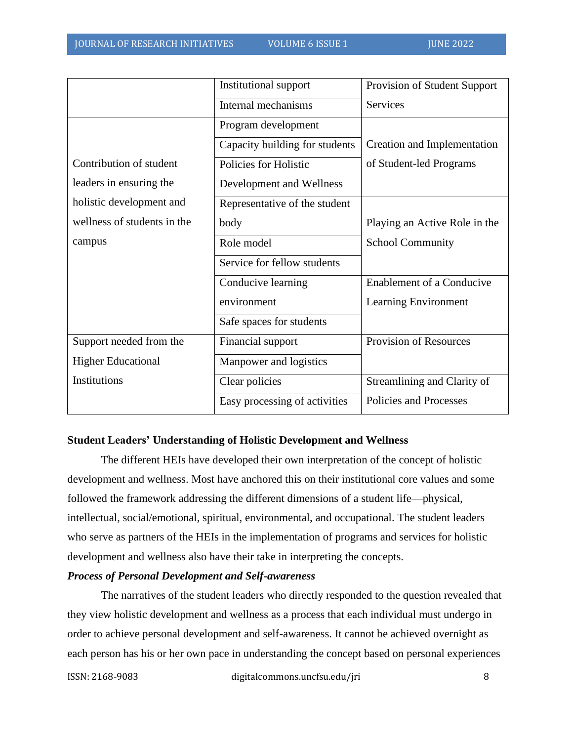| | | |
|---|---|---|
| | Institutional support | Provision of Student Support Services |
| | Internal mechanisms | |
| Contribution of student leaders in ensuring the holistic development and wellness of students in the campus | Program development | Creation and Implementation of Student-led Programs |
| | Capacity building for students | |
| | Policies for Holistic Development and Wellness | |
| | Representative of the student body | Playing an Active Role in the School Community |
| | Role model | |
| | Service for fellow students | |
| | Conducive learning environment | Enablement of a Conducive Learning Environment |
| | Safe spaces for students | |
| Support needed from the Higher Educational Institutions | Financial support | Provision of Resources |
| | Manpower and logistics | |
| | Clear policies | Streamlining and Clarity of Policies and Processes |
| | Easy processing of activities | |

**Student Leaders' Understanding of Holistic Development and Wellness**

The different HEIs have developed their own interpretation of the concept of holistic development and wellness. Most have anchored this on their institutional core values and some followed the framework addressing the different dimensions of a student life—physical, intellectual, social/emotional, spiritual, environmental, and occupational. The student leaders who serve as partners of the HEIs in the implementation of programs and services for holistic development and wellness also have their take in interpreting the concepts.

***Process of Personal Development and Self-awareness***

The narratives of the student leaders who directly responded to the question revealed that they view holistic development and wellness as a process that each individual must undergo in order to achieve personal development and self-awareness. It cannot be achieved overnight as each person has his or her own pace in understanding the concept based on personal experiences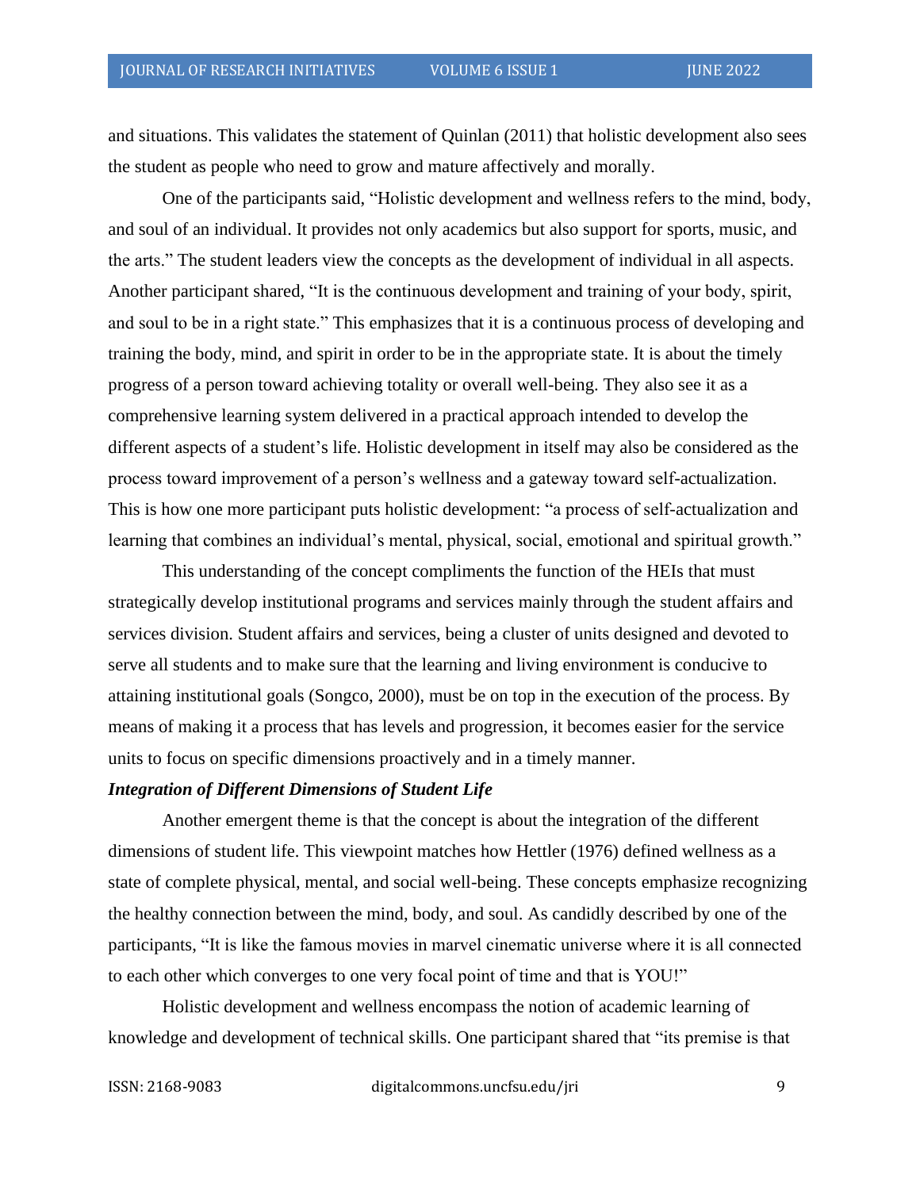and situations. This validates the statement of Quinlan (2011) that holistic development also sees the student as people who need to grow and mature affectively and morally.

One of the participants said, "Holistic development and wellness refers to the mind, body, and soul of an individual. It provides not only academics but also support for sports, music, and the arts." The student leaders view the concepts as the development of individual in all aspects. Another participant shared, "It is the continuous development and training of your body, spirit, and soul to be in a right state." This emphasizes that it is a continuous process of developing and training the body, mind, and spirit in order to be in the appropriate state. It is about the timely progress of a person toward achieving totality or overall well-being. They also see it as a comprehensive learning system delivered in a practical approach intended to develop the different aspects of a student's life. Holistic development in itself may also be considered as the process toward improvement of a person's wellness and a gateway toward self-actualization. This is how one more participant puts holistic development: "a process of self-actualization and learning that combines an individual's mental, physical, social, emotional and spiritual growth."

This understanding of the concept compliments the function of the HEIs that must strategically develop institutional programs and services mainly through the student affairs and services division. Student affairs and services, being a cluster of units designed and devoted to serve all students and to make sure that the learning and living environment is conducive to attaining institutional goals (Songco, 2000), must be on top in the execution of the process. By means of making it a process that has levels and progression, it becomes easier for the service units to focus on specific dimensions proactively and in a timely manner.

***Integration of Different Dimensions of Student Life***

Another emergent theme is that the concept is about the integration of the different dimensions of student life. This viewpoint matches how Hettler (1976) defined wellness as a state of complete physical, mental, and social well-being. These concepts emphasize recognizing the healthy connection between the mind, body, and soul. As candidly described by one of the participants, "It is like the famous movies in marvel cinematic universe where it is all connected to each other which converges to one very focal point of time and that is YOU!"

Holistic development and wellness encompass the notion of academic learning of knowledge and development of technical skills. One participant shared that "its premise is that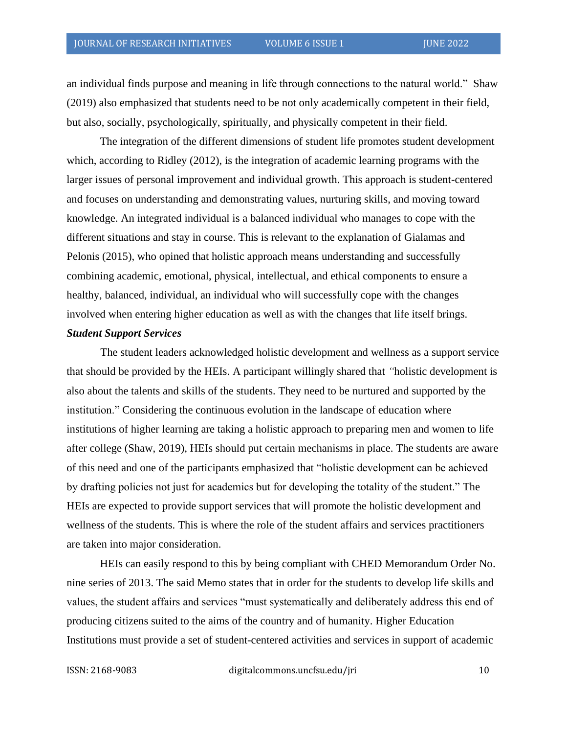an individual finds purpose and meaning in life through connections to the natural world." Shaw (2019) also emphasized that students need to be not only academically competent in their field, but also, socially, psychologically, spiritually, and physically competent in their field.

The integration of the different dimensions of student life promotes student development which, according to Ridley (2012), is the integration of academic learning programs with the larger issues of personal improvement and individual growth. This approach is student-centered and focuses on understanding and demonstrating values, nurturing skills, and moving toward knowledge. An integrated individual is a balanced individual who manages to cope with the different situations and stay in course. This is relevant to the explanation of Gialamas and Pelonis (2015), who opined that holistic approach means understanding and successfully combining academic, emotional, physical, intellectual, and ethical components to ensure a healthy, balanced, individual, an individual who will successfully cope with the changes involved when entering higher education as well as with the changes that life itself brings.

***Student Support Services***

The student leaders acknowledged holistic development and wellness as a support service that should be provided by the HEIs. A participant willingly shared that *"*holistic development is also about the talents and skills of the students. They need to be nurtured and supported by the institution." Considering the continuous evolution in the landscape of education where institutions of higher learning are taking a holistic approach to preparing men and women to life after college (Shaw, 2019), HEIs should put certain mechanisms in place. The students are aware of this need and one of the participants emphasized that "holistic development can be achieved by drafting policies not just for academics but for developing the totality of the student." The HEIs are expected to provide support services that will promote the holistic development and wellness of the students. This is where the role of the student affairs and services practitioners are taken into major consideration.

HEIs can easily respond to this by being compliant with CHED Memorandum Order No. nine series of 2013. The said Memo states that in order for the students to develop life skills and values, the student affairs and services "must systematically and deliberately address this end of producing citizens suited to the aims of the country and of humanity. Higher Education Institutions must provide a set of student-centered activities and services in support of academic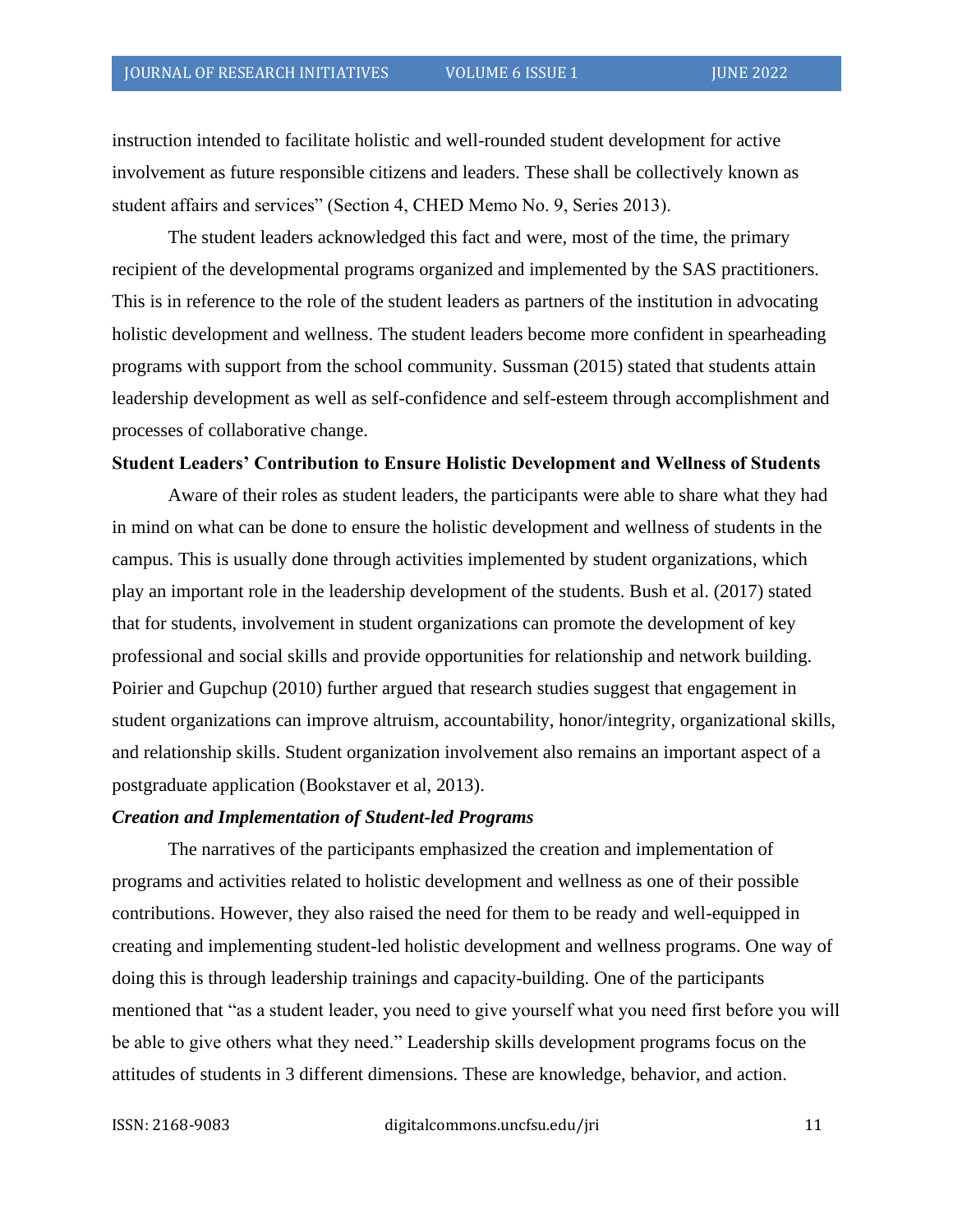instruction intended to facilitate holistic and well-rounded student development for active involvement as future responsible citizens and leaders. These shall be collectively known as student affairs and services" (Section 4, CHED Memo No. 9, Series 2013).

The student leaders acknowledged this fact and were, most of the time, the primary recipient of the developmental programs organized and implemented by the SAS practitioners. This is in reference to the role of the student leaders as partners of the institution in advocating holistic development and wellness. The student leaders become more confident in spearheading programs with support from the school community. Sussman (2015) stated that students attain leadership development as well as self-confidence and self-esteem through accomplishment and processes of collaborative change.

**Student Leaders' Contribution to Ensure Holistic Development and Wellness of Students**

Aware of their roles as student leaders, the participants were able to share what they had in mind on what can be done to ensure the holistic development and wellness of students in the campus. This is usually done through activities implemented by student organizations, which play an important role in the leadership development of the students. Bush et al. (2017) stated that for students, involvement in student organizations can promote the development of key professional and social skills and provide opportunities for relationship and network building. Poirier and Gupchup (2010) further argued that research studies suggest that engagement in student organizations can improve altruism, accountability, honor/integrity, organizational skills, and relationship skills. Student organization involvement also remains an important aspect of a postgraduate application (Bookstaver et al, 2013).

***Creation and Implementation of Student-led Programs***

The narratives of the participants emphasized the creation and implementation of programs and activities related to holistic development and wellness as one of their possible contributions. However, they also raised the need for them to be ready and well-equipped in creating and implementing student-led holistic development and wellness programs. One way of doing this is through leadership trainings and capacity-building. One of the participants mentioned that "as a student leader, you need to give yourself what you need first before you will be able to give others what they need." Leadership skills development programs focus on the attitudes of students in 3 different dimensions. These are knowledge, behavior, and action.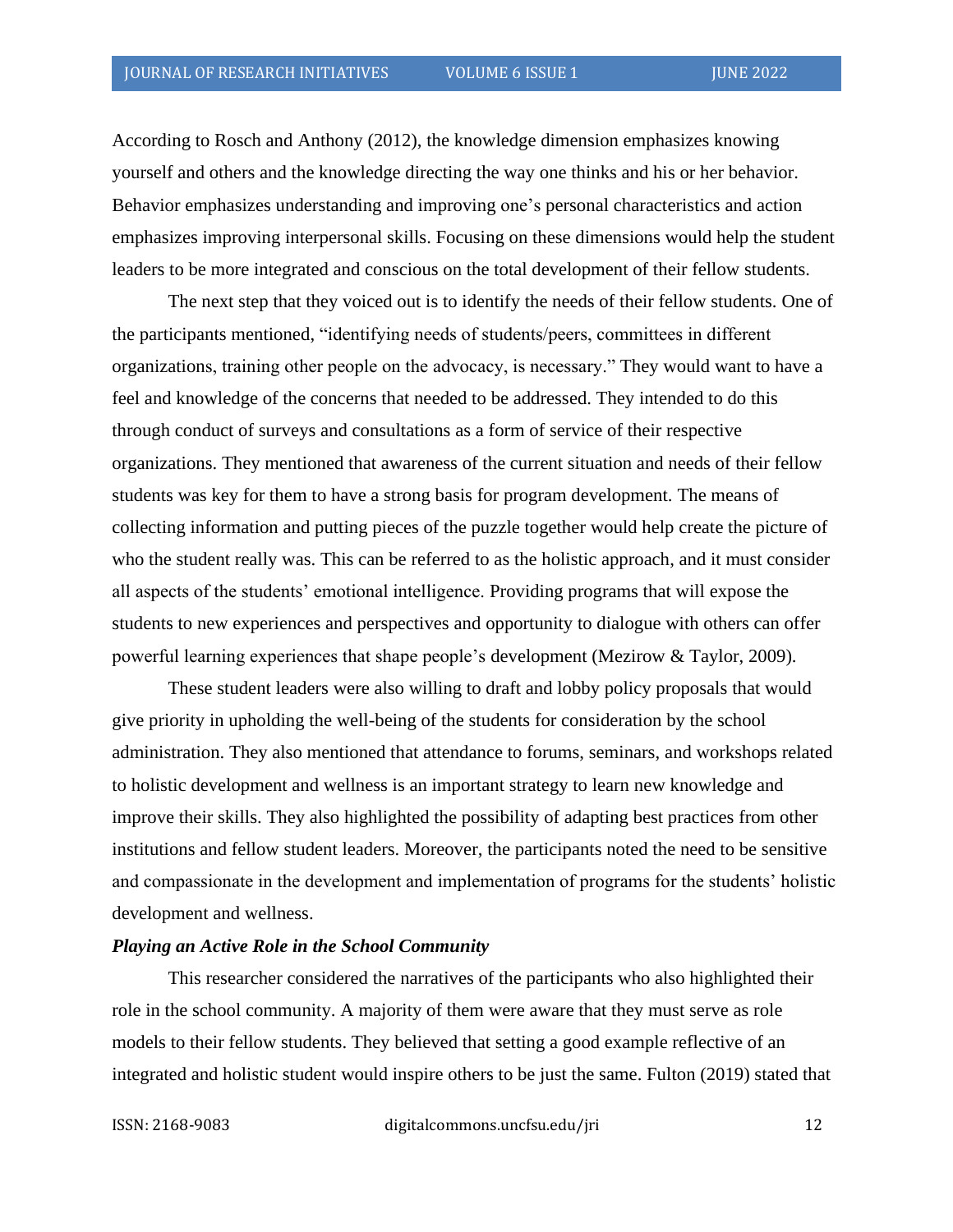According to Rosch and Anthony (2012), the knowledge dimension emphasizes knowing yourself and others and the knowledge directing the way one thinks and his or her behavior. Behavior emphasizes understanding and improving one's personal characteristics and action emphasizes improving interpersonal skills. Focusing on these dimensions would help the student leaders to be more integrated and conscious on the total development of their fellow students.

The next step that they voiced out is to identify the needs of their fellow students. One of the participants mentioned, "identifying needs of students/peers, committees in different organizations, training other people on the advocacy, is necessary." They would want to have a feel and knowledge of the concerns that needed to be addressed. They intended to do this through conduct of surveys and consultations as a form of service of their respective organizations. They mentioned that awareness of the current situation and needs of their fellow students was key for them to have a strong basis for program development. The means of collecting information and putting pieces of the puzzle together would help create the picture of who the student really was. This can be referred to as the holistic approach, and it must consider all aspects of the students' emotional intelligence. Providing programs that will expose the students to new experiences and perspectives and opportunity to dialogue with others can offer powerful learning experiences that shape people's development (Mezirow & Taylor, 2009).

These student leaders were also willing to draft and lobby policy proposals that would give priority in upholding the well-being of the students for consideration by the school administration. They also mentioned that attendance to forums, seminars, and workshops related to holistic development and wellness is an important strategy to learn new knowledge and improve their skills. They also highlighted the possibility of adapting best practices from other institutions and fellow student leaders. Moreover, the participants noted the need to be sensitive and compassionate in the development and implementation of programs for the students' holistic development and wellness.

***Playing an Active Role in the School Community***

This researcher considered the narratives of the participants who also highlighted their role in the school community. A majority of them were aware that they must serve as role models to their fellow students. They believed that setting a good example reflective of an integrated and holistic student would inspire others to be just the same. Fulton (2019) stated that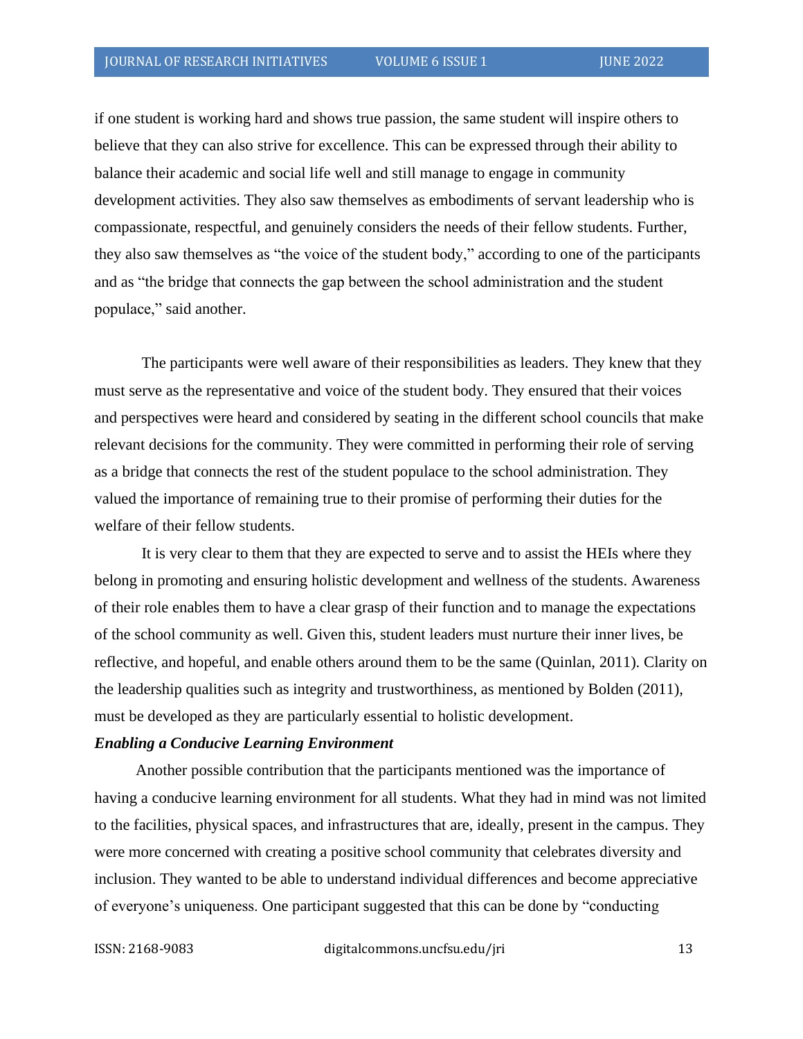if one student is working hard and shows true passion, the same student will inspire others to believe that they can also strive for excellence. This can be expressed through their ability to balance their academic and social life well and still manage to engage in community development activities. They also saw themselves as embodiments of servant leadership who is compassionate, respectful, and genuinely considers the needs of their fellow students. Further, they also saw themselves as "the voice of the student body," according to one of the participants and as "the bridge that connects the gap between the school administration and the student populace," said another.

The participants were well aware of their responsibilities as leaders. They knew that they must serve as the representative and voice of the student body. They ensured that their voices and perspectives were heard and considered by seating in the different school councils that make relevant decisions for the community. They were committed in performing their role of serving as a bridge that connects the rest of the student populace to the school administration. They valued the importance of remaining true to their promise of performing their duties for the welfare of their fellow students.

It is very clear to them that they are expected to serve and to assist the HEIs where they belong in promoting and ensuring holistic development and wellness of the students. Awareness of their role enables them to have a clear grasp of their function and to manage the expectations of the school community as well. Given this, student leaders must nurture their inner lives, be reflective, and hopeful, and enable others around them to be the same (Quinlan, 2011). Clarity on the leadership qualities such as integrity and trustworthiness, as mentioned by Bolden (2011), must be developed as they are particularly essential to holistic development.

***Enabling a Conducive Learning Environment***

Another possible contribution that the participants mentioned was the importance of having a conducive learning environment for all students. What they had in mind was not limited to the facilities, physical spaces, and infrastructures that are, ideally, present in the campus. They were more concerned with creating a positive school community that celebrates diversity and inclusion. They wanted to be able to understand individual differences and become appreciative of everyone's uniqueness. One participant suggested that this can be done by "conducting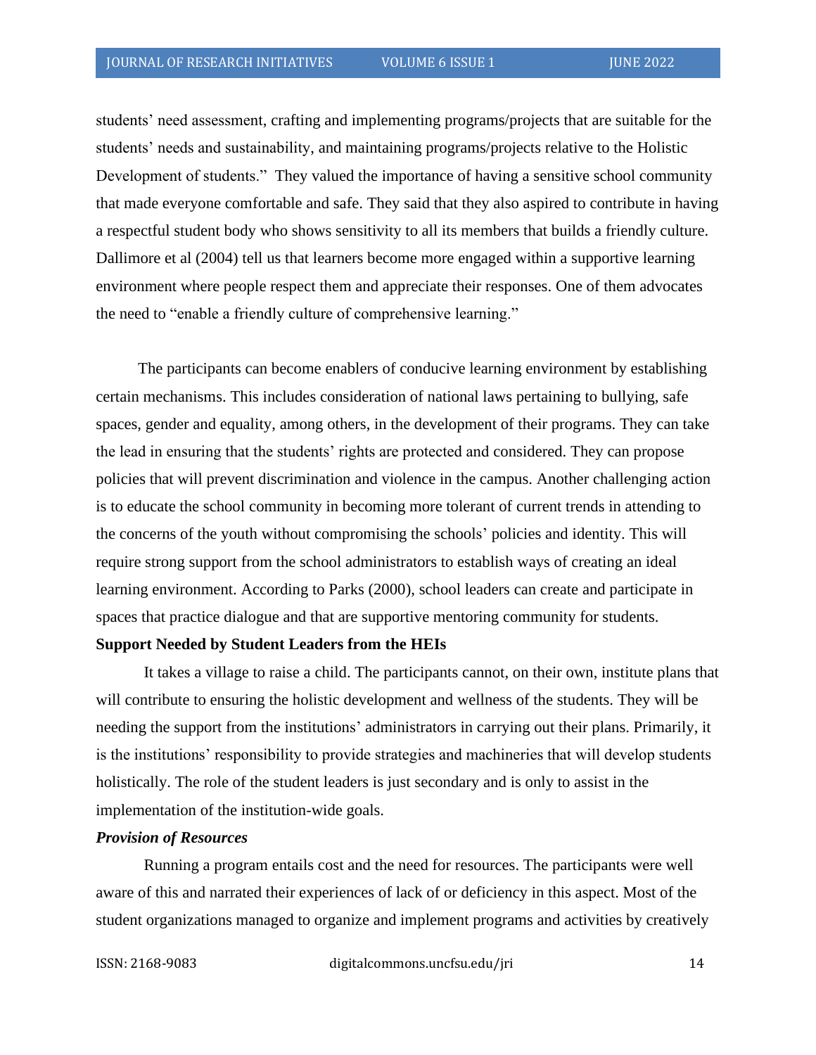students' need assessment, crafting and implementing programs/projects that are suitable for the students' needs and sustainability, and maintaining programs/projects relative to the Holistic Development of students." They valued the importance of having a sensitive school community that made everyone comfortable and safe. They said that they also aspired to contribute in having a respectful student body who shows sensitivity to all its members that builds a friendly culture. Dallimore et al (2004) tell us that learners become more engaged within a supportive learning environment where people respect them and appreciate their responses. One of them advocates the need to "enable a friendly culture of comprehensive learning."

The participants can become enablers of conducive learning environment by establishing certain mechanisms. This includes consideration of national laws pertaining to bullying, safe spaces, gender and equality, among others, in the development of their programs. They can take the lead in ensuring that the students' rights are protected and considered. They can propose policies that will prevent discrimination and violence in the campus. Another challenging action is to educate the school community in becoming more tolerant of current trends in attending to the concerns of the youth without compromising the schools' policies and identity. This will require strong support from the school administrators to establish ways of creating an ideal learning environment. According to Parks (2000), school leaders can create and participate in spaces that practice dialogue and that are supportive mentoring community for students.

**Support Needed by Student Leaders from the HEIs**

It takes a village to raise a child. The participants cannot, on their own, institute plans that will contribute to ensuring the holistic development and wellness of the students. They will be needing the support from the institutions' administrators in carrying out their plans. Primarily, it is the institutions' responsibility to provide strategies and machineries that will develop students holistically. The role of the student leaders is just secondary and is only to assist in the implementation of the institution-wide goals.

***Provision of Resources***

Running a program entails cost and the need for resources. The participants were well aware of this and narrated their experiences of lack of or deficiency in this aspect. Most of the student organizations managed to organize and implement programs and activities by creatively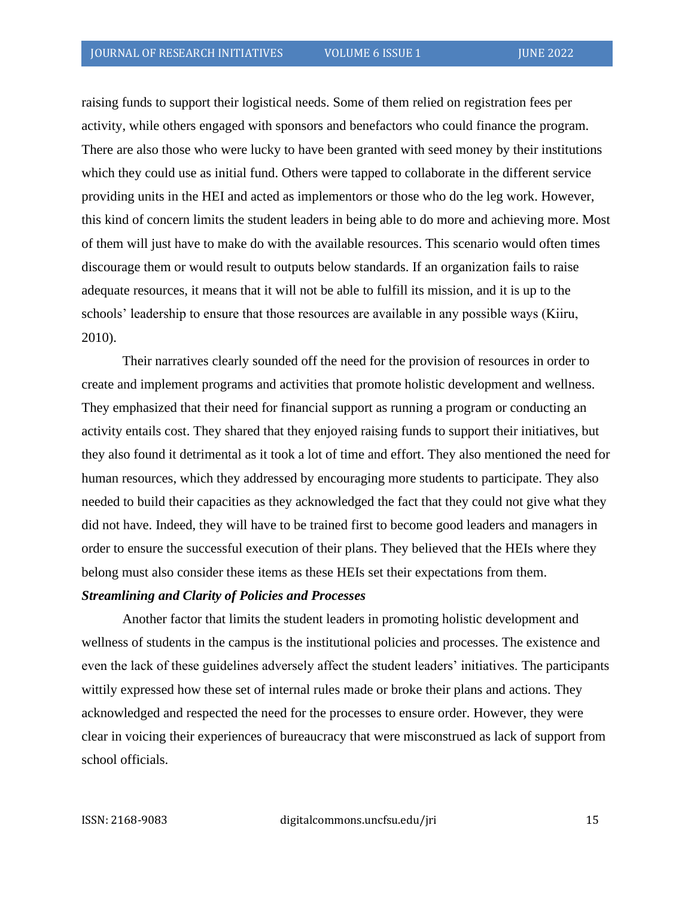raising funds to support their logistical needs. Some of them relied on registration fees per activity, while others engaged with sponsors and benefactors who could finance the program. There are also those who were lucky to have been granted with seed money by their institutions which they could use as initial fund. Others were tapped to collaborate in the different service providing units in the HEI and acted as implementors or those who do the leg work. However, this kind of concern limits the student leaders in being able to do more and achieving more. Most of them will just have to make do with the available resources. This scenario would often times discourage them or would result to outputs below standards. If an organization fails to raise adequate resources, it means that it will not be able to fulfill its mission, and it is up to the schools' leadership to ensure that those resources are available in any possible ways (Kiiru, 2010).

Their narratives clearly sounded off the need for the provision of resources in order to create and implement programs and activities that promote holistic development and wellness. They emphasized that their need for financial support as running a program or conducting an activity entails cost. They shared that they enjoyed raising funds to support their initiatives, but they also found it detrimental as it took a lot of time and effort. They also mentioned the need for human resources, which they addressed by encouraging more students to participate. They also needed to build their capacities as they acknowledged the fact that they could not give what they did not have. Indeed, they will have to be trained first to become good leaders and managers in order to ensure the successful execution of their plans. They believed that the HEIs where they belong must also consider these items as these HEIs set their expectations from them.

***Streamlining and Clarity of Policies and Processes***

Another factor that limits the student leaders in promoting holistic development and wellness of students in the campus is the institutional policies and processes. The existence and even the lack of these guidelines adversely affect the student leaders' initiatives. The participants wittily expressed how these set of internal rules made or broke their plans and actions. They acknowledged and respected the need for the processes to ensure order. However, they were clear in voicing their experiences of bureaucracy that were misconstrued as lack of support from school officials.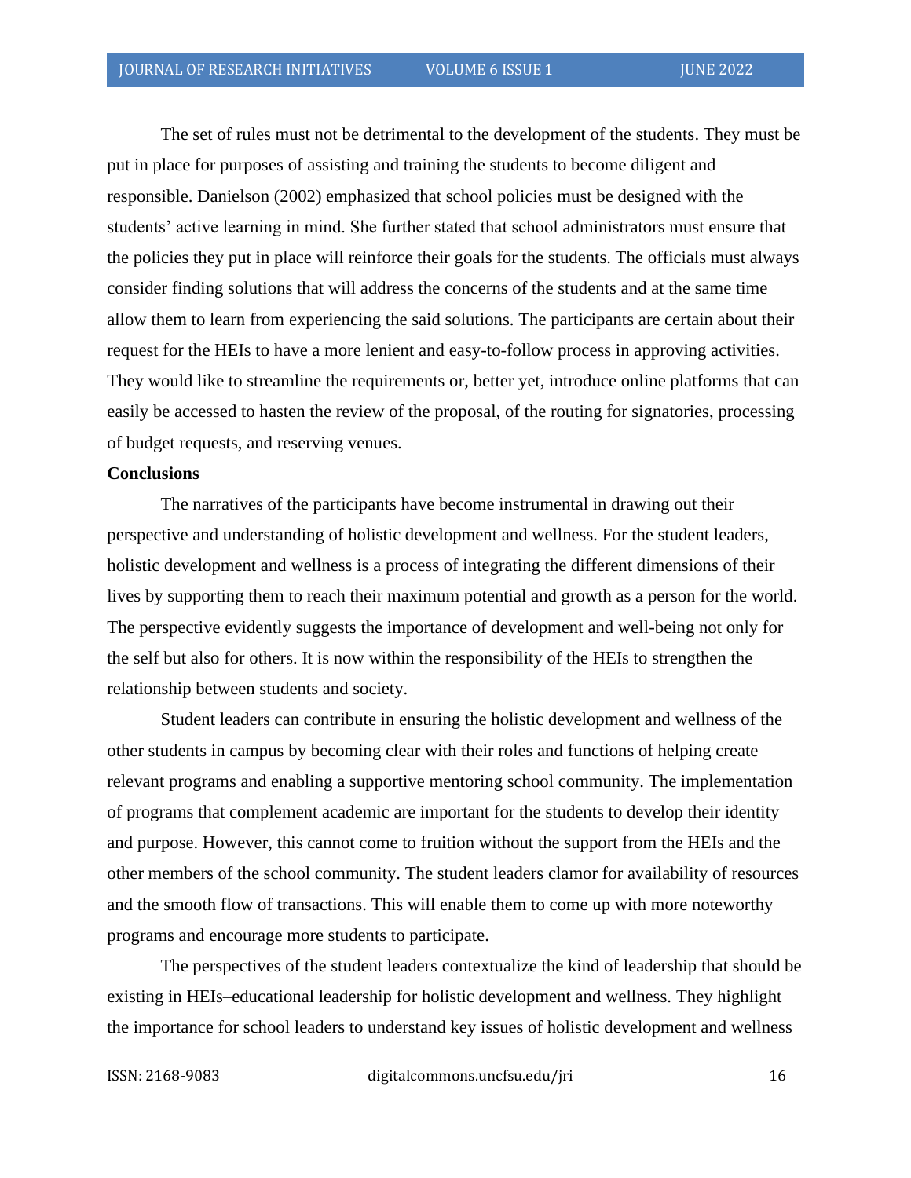The set of rules must not be detrimental to the development of the students. They must be put in place for purposes of assisting and training the students to become diligent and responsible. Danielson (2002) emphasized that school policies must be designed with the students' active learning in mind. She further stated that school administrators must ensure that the policies they put in place will reinforce their goals for the students. The officials must always consider finding solutions that will address the concerns of the students and at the same time allow them to learn from experiencing the said solutions. The participants are certain about their request for the HEIs to have a more lenient and easy-to-follow process in approving activities. They would like to streamline the requirements or, better yet, introduce online platforms that can easily be accessed to hasten the review of the proposal, of the routing for signatories, processing of budget requests, and reserving venues.

**Conclusions**

The narratives of the participants have become instrumental in drawing out their perspective and understanding of holistic development and wellness. For the student leaders, holistic development and wellness is a process of integrating the different dimensions of their lives by supporting them to reach their maximum potential and growth as a person for the world. The perspective evidently suggests the importance of development and well-being not only for the self but also for others. It is now within the responsibility of the HEIs to strengthen the relationship between students and society.

Student leaders can contribute in ensuring the holistic development and wellness of the other students in campus by becoming clear with their roles and functions of helping create relevant programs and enabling a supportive mentoring school community. The implementation of programs that complement academic are important for the students to develop their identity and purpose. However, this cannot come to fruition without the support from the HEIs and the other members of the school community. The student leaders clamor for availability of resources and the smooth flow of transactions. This will enable them to come up with more noteworthy programs and encourage more students to participate.

The perspectives of the student leaders contextualize the kind of leadership that should be existing in HEIs–educational leadership for holistic development and wellness. They highlight the importance for school leaders to understand key issues of holistic development and wellness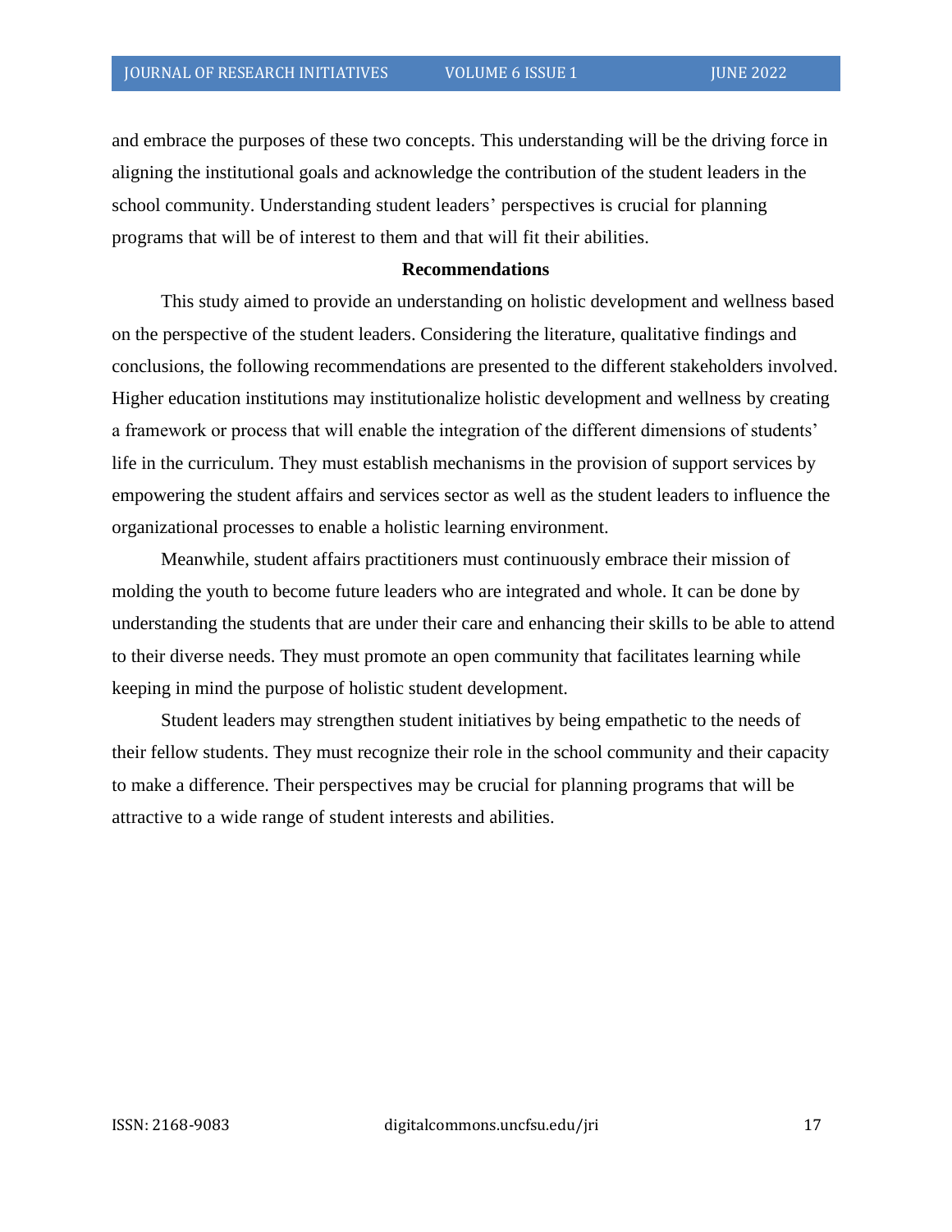and embrace the purposes of these two concepts. This understanding will be the driving force in aligning the institutional goals and acknowledge the contribution of the student leaders in the school community. Understanding student leaders' perspectives is crucial for planning programs that will be of interest to them and that will fit their abilities.

## Recommendations

This study aimed to provide an understanding on holistic development and wellness based on the perspective of the student leaders. Considering the literature, qualitative findings and conclusions, the following recommendations are presented to the different stakeholders involved. Higher education institutions may institutionalize holistic development and wellness by creating a framework or process that will enable the integration of the different dimensions of students' life in the curriculum. They must establish mechanisms in the provision of support services by empowering the student affairs and services sector as well as the student leaders to influence the organizational processes to enable a holistic learning environment.

Meanwhile, student affairs practitioners must continuously embrace their mission of molding the youth to become future leaders who are integrated and whole. It can be done by understanding the students that are under their care and enhancing their skills to be able to attend to their diverse needs. They must promote an open community that facilitates learning while keeping in mind the purpose of holistic student development.

Student leaders may strengthen student initiatives by being empathetic to the needs of their fellow students. They must recognize their role in the school community and their capacity to make a difference. Their perspectives may be crucial for planning programs that will be attractive to a wide range of student interests and abilities.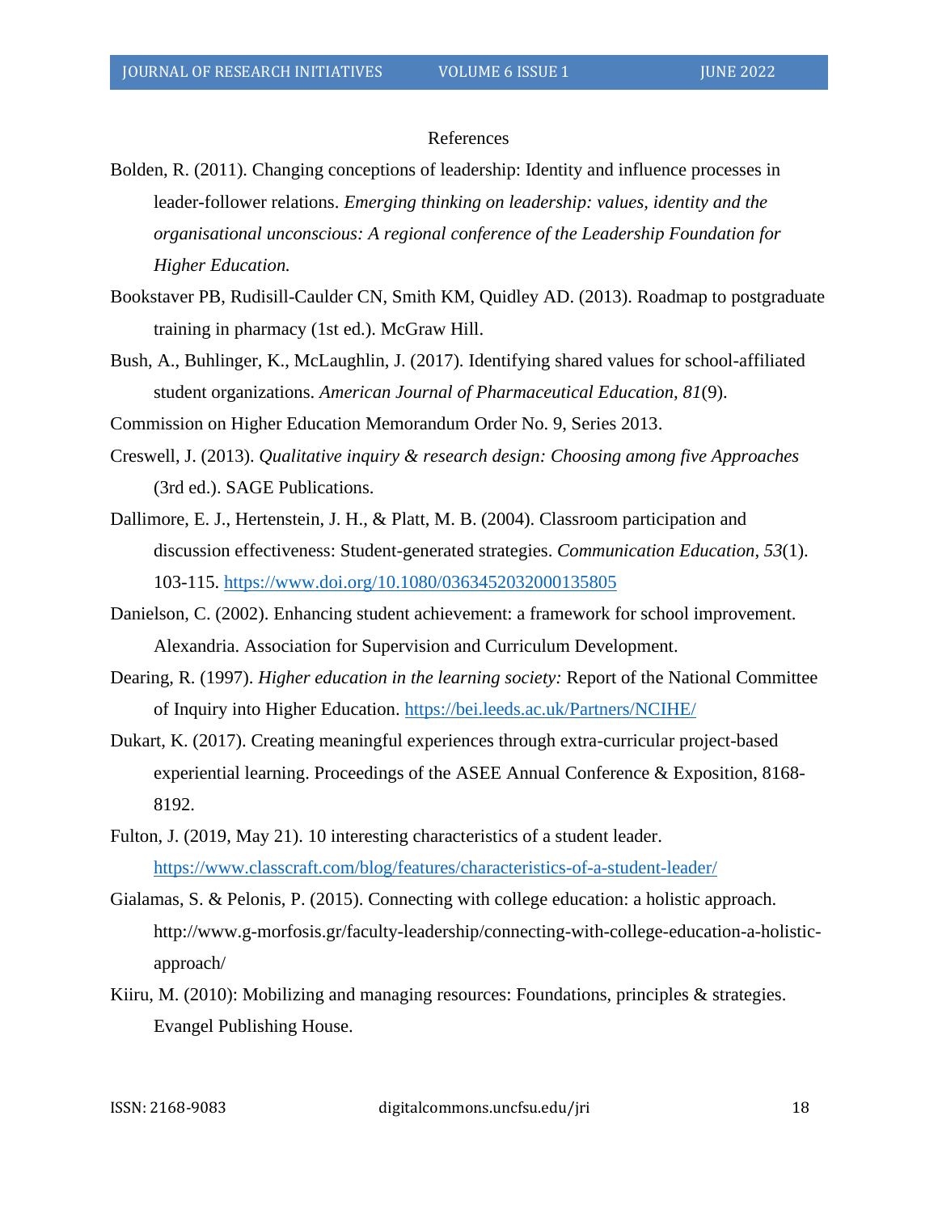# References

Bolden, R. (2011). Changing conceptions of leadership: Identity and influence processes in leader-follower relations. *Emerging thinking on leadership: values, identity and the organisational unconscious: A regional conference of the Leadership Foundation for Higher Education.*

Bookstaver PB, Rudisill-Caulder CN, Smith KM, Quidley AD. (2013). Roadmap to postgraduate training in pharmacy (1st ed.). McGraw Hill.

Bush, A., Buhlinger, K., McLaughlin, J. (2017). Identifying shared values for school-affiliated student organizations. *American Journal of Pharmaceutical Education, 81*(9).

Commission on Higher Education Memorandum Order No. 9, Series 2013.

Creswell, J. (2013). *Qualitative inquiry & research design: Choosing among five Approaches* (3rd ed.). SAGE Publications.

Dallimore, E. J., Hertenstein, J. H., & Platt, M. B. (2004). Classroom participation and discussion effectiveness: Student-generated strategies. *Communication Education, 53*(1). 103-115. https://www.doi.org/10.1080/0363452032000135805

Danielson, C. (2002). Enhancing student achievement: a framework for school improvement. Alexandria. Association for Supervision and Curriculum Development.

Dearing, R. (1997). *Higher education in the learning society:* Report of the National Committee of Inquiry into Higher Education. https://bei.leeds.ac.uk/Partners/NCIHE/

Dukart, K. (2017). Creating meaningful experiences through extra-curricular project-based experiential learning. Proceedings of the ASEE Annual Conference & Exposition, 8168-8192.

Fulton, J. (2019, May 21). 10 interesting characteristics of a student leader. https://www.classcraft.com/blog/features/characteristics-of-a-student-leader/

Gialamas, S. & Pelonis, P. (2015). Connecting with college education: a holistic approach. http://www.g-morfosis.gr/faculty-leadership/connecting-with-college-education-a-holistic-approach/

Kiiru, M. (2010): Mobilizing and managing resources: Foundations, principles & strategies. Evangel Publishing House.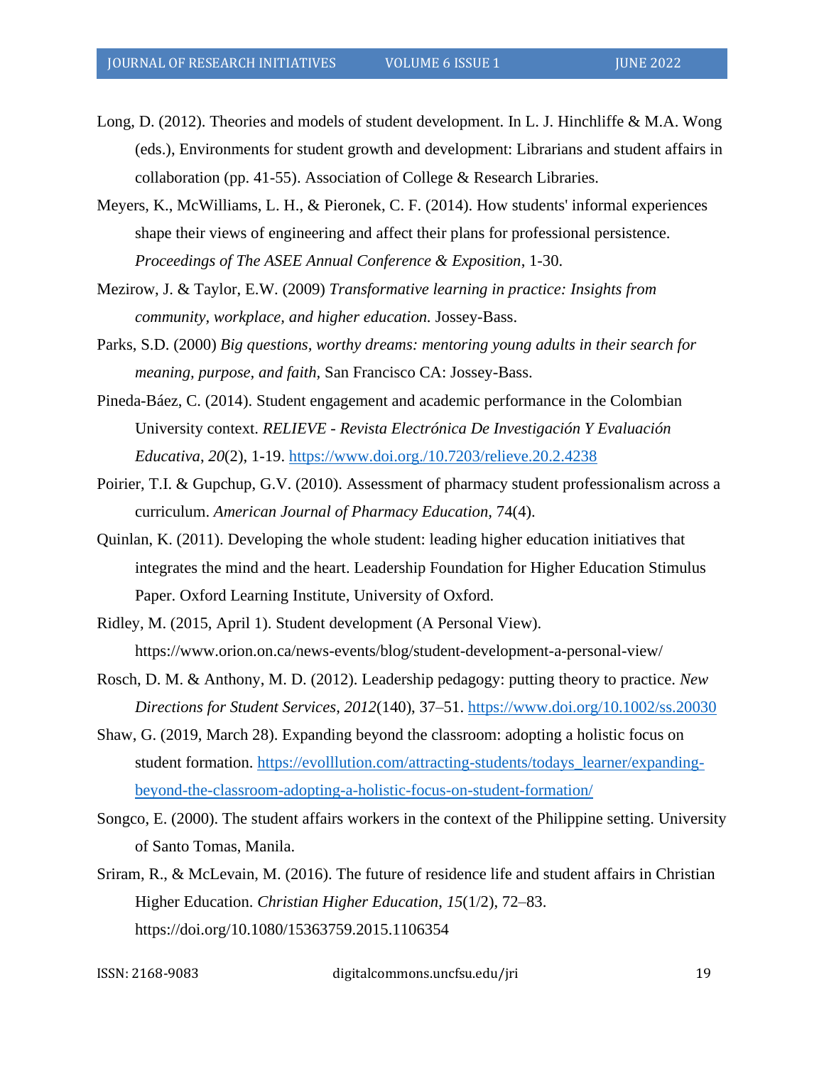Long, D. (2012). Theories and models of student development. In L. J. Hinchliffe & M.A. Wong (eds.), Environments for student growth and development: Librarians and student affairs in collaboration (pp. 41-55). Association of College & Research Libraries.

Meyers, K., McWilliams, L. H., & Pieronek, C. F. (2014). How students' informal experiences shape their views of engineering and affect their plans for professional persistence. *Proceedings of The ASEE Annual Conference & Exposition*, 1-30.

Mezirow, J. & Taylor, E.W. (2009) *Transformative learning in practice: Insights from community, workplace, and higher education.* Jossey-Bass.

Parks, S.D. (2000) *Big questions, worthy dreams: mentoring young adults in their search for meaning, purpose, and faith,* San Francisco CA: Jossey-Bass.

Pineda-Báez, C. (2014). Student engagement and academic performance in the Colombian University context. *RELIEVE - Revista Electrónica De Investigación Y Evaluación Educativa*, *20*(2), 1-19. https://www.doi.org./10.7203/relieve.20.2.4238

Poirier, T.I. & Gupchup, G.V. (2010). Assessment of pharmacy student professionalism across a curriculum. *American Journal of Pharmacy Education*, 74(4).

Quinlan, K. (2011). Developing the whole student: leading higher education initiatives that integrates the mind and the heart. Leadership Foundation for Higher Education Stimulus Paper. Oxford Learning Institute, University of Oxford.

Ridley, M. (2015, April 1). Student development (A Personal View). https://www.orion.on.ca/news-events/blog/student-development-a-personal-view/

Rosch, D. M. & Anthony, M. D. (2012). Leadership pedagogy: putting theory to practice. *New Directions for Student Services*, *2012*(140), 37–51. https://www.doi.org/10.1002/ss.20030

Shaw, G. (2019, March 28). Expanding beyond the classroom: adopting a holistic focus on student formation. https://evolllution.com/attracting-students/todays_learner/expanding-beyond-the-classroom-adopting-a-holistic-focus-on-student-formation/

Songco, E. (2000). The student affairs workers in the context of the Philippine setting. University of Santo Tomas, Manila.

Sriram, R., & McLevain, M. (2016). The future of residence life and student affairs in Christian Higher Education. *Christian Higher Education*, *15*(1/2), 72–83. https://doi.org/10.1080/15363759.2015.1106354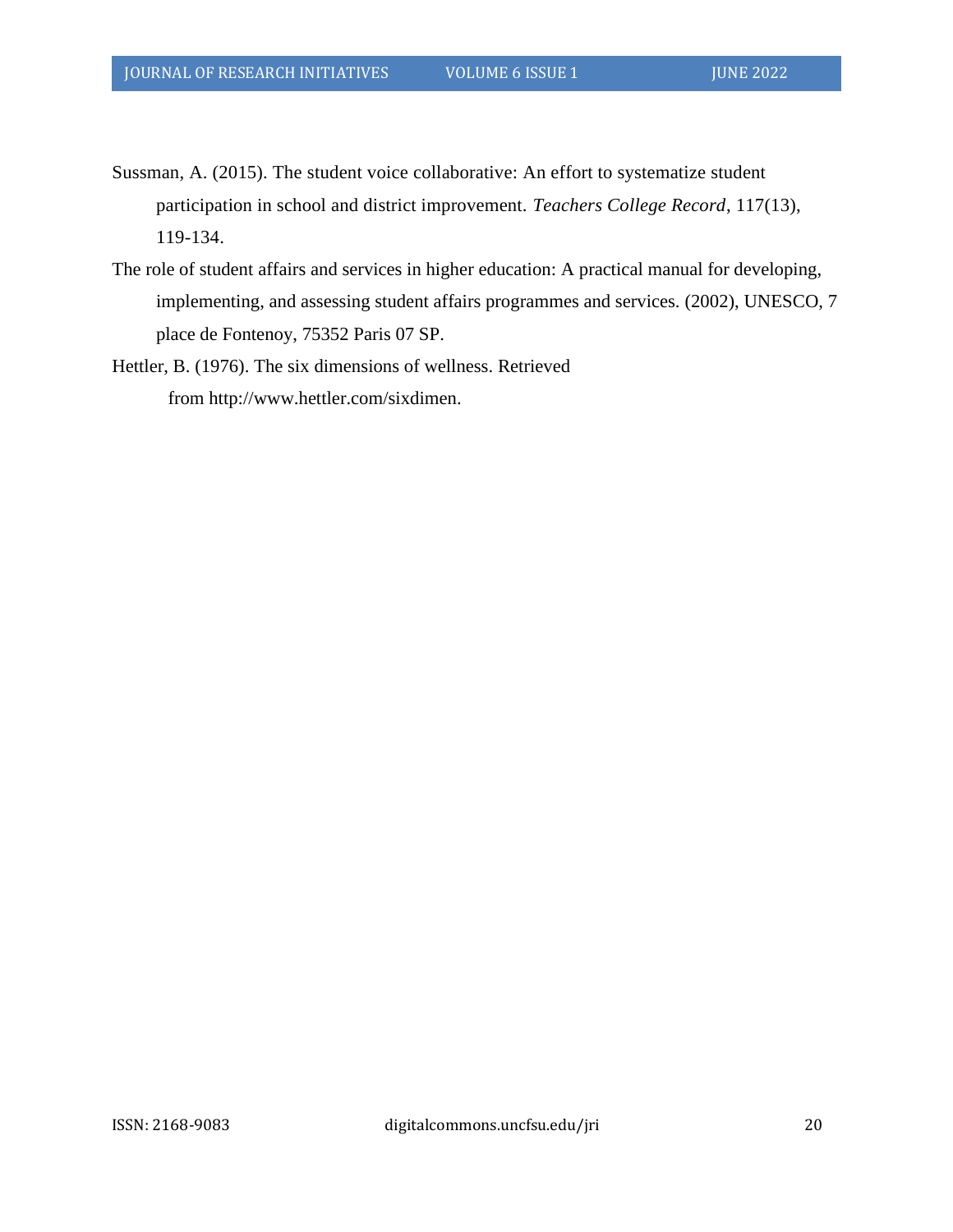Sussman, A. (2015). The student voice collaborative: An effort to systematize student participation in school and district improvement. *Teachers College Record*, 117(13), 119-134.

The role of student affairs and services in higher education: A practical manual for developing, implementing, and assessing student affairs programmes and services. (2002), UNESCO, 7 place de Fontenoy, 75352 Paris 07 SP.

Hettler, B. (1976). The six dimensions of wellness. Retrieved from http://www.hettler.com/sixdimen.